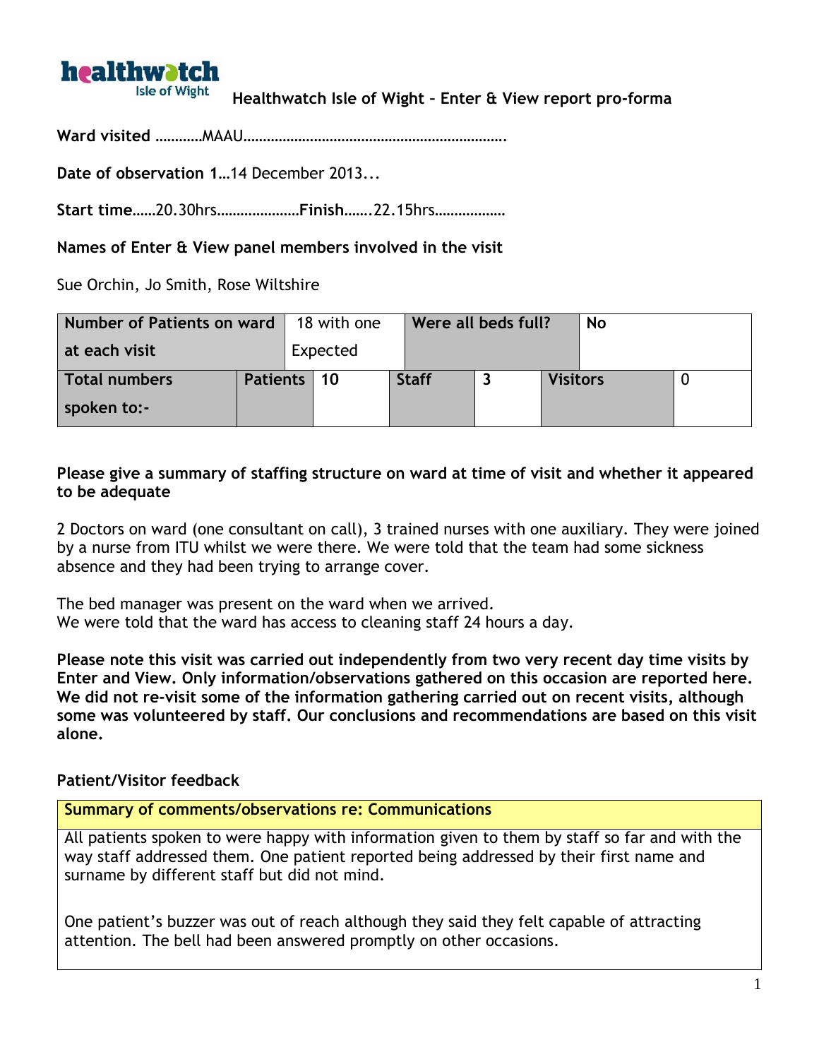**Healthwatch Isle of Wight – Enter & View report pro-forma**

**Ward visited** …………MAAU………………………………………………………….

**Date of observation 1**…14 December 2013...

**Start time**……20.30hrs…………………**Finish**…….22.15hrs………………

**Names of Enter & View panel members involved in the visit**

Sue Orchin, Jo Smith, Rose Wiltshire

| Number of Patients on ward at each visit | | 18 with one Expected | Were all beds full? | | No | |
|---|---|---|---|---|---|---|
| Total numbers spoken to:- | Patients | 10 | Staff | 3 | Visitors | 0 |

**Please give a summary of staffing structure on ward at time of visit and whether it appeared to be adequate**

2 Doctors on ward (one consultant on call), 3 trained nurses with one auxiliary. They were joined by a nurse from ITU whilst we were there. We were told that the team had some sickness absence and they had been trying to arrange cover.

The bed manager was present on the ward when we arrived.
We were told that the ward has access to cleaning staff 24 hours a day.

**Please note this visit was carried out independently from two very recent day time visits by Enter and View. Only information/observations gathered on this occasion are reported here. We did not re-visit some of the information gathering carried out on recent visits, although some was volunteered by staff. Our conclusions and recommendations are based on this visit alone.**

**Patient/Visitor feedback**

| **Summary of comments/observations re: Communications** |
|---|
| All patients spoken to were happy with information given to them by staff so far and with the way staff addressed them. One patient reported being addressed by their first name and surname by different staff but did not mind.<br><br>One patient's buzzer was out of reach although they said they felt capable of attracting attention. The bell had been answered promptly on other occasions. |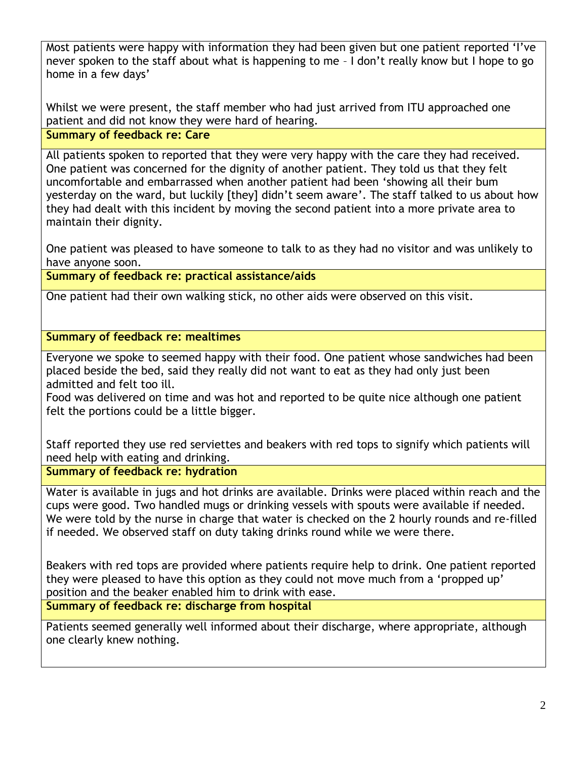Most patients were happy with information they had been given but one patient reported 'I've never spoken to the staff about what is happening to me – I don't really know but I hope to go home in a few days'

Whilst we were present, the staff member who had just arrived from ITU approached one patient and did not know they were hard of hearing.

**Summary of feedback re: Care**

All patients spoken to reported that they were very happy with the care they had received. One patient was concerned for the dignity of another patient. They told us that they felt uncomfortable and embarrassed when another patient had been 'showing all their bum yesterday on the ward, but luckily [they] didn't seem aware'. The staff talked to us about how they had dealt with this incident by moving the second patient into a more private area to maintain their dignity.

One patient was pleased to have someone to talk to as they had no visitor and was unlikely to have anyone soon.

**Summary of feedback re: practical assistance/aids**

One patient had their own walking stick, no other aids were observed on this visit.

**Summary of feedback re: mealtimes**

Everyone we spoke to seemed happy with their food. One patient whose sandwiches had been placed beside the bed, said they really did not want to eat as they had only just been admitted and felt too ill.
Food was delivered on time and was hot and reported to be quite nice although one patient felt the portions could be a little bigger.

Staff reported they use red serviettes and beakers with red tops to signify which patients will need help with eating and drinking.

**Summary of feedback re: hydration**

Water is available in jugs and hot drinks are available. Drinks were placed within reach and the cups were good. Two handled mugs or drinking vessels with spouts were available if needed. We were told by the nurse in charge that water is checked on the 2 hourly rounds and re-filled if needed. We observed staff on duty taking drinks round while we were there.

Beakers with red tops are provided where patients require help to drink. One patient reported they were pleased to have this option as they could not move much from a 'propped up' position and the beaker enabled him to drink with ease.

**Summary of feedback re: discharge from hospital**

Patients seemed generally well informed about their discharge, where appropriate, although one clearly knew nothing.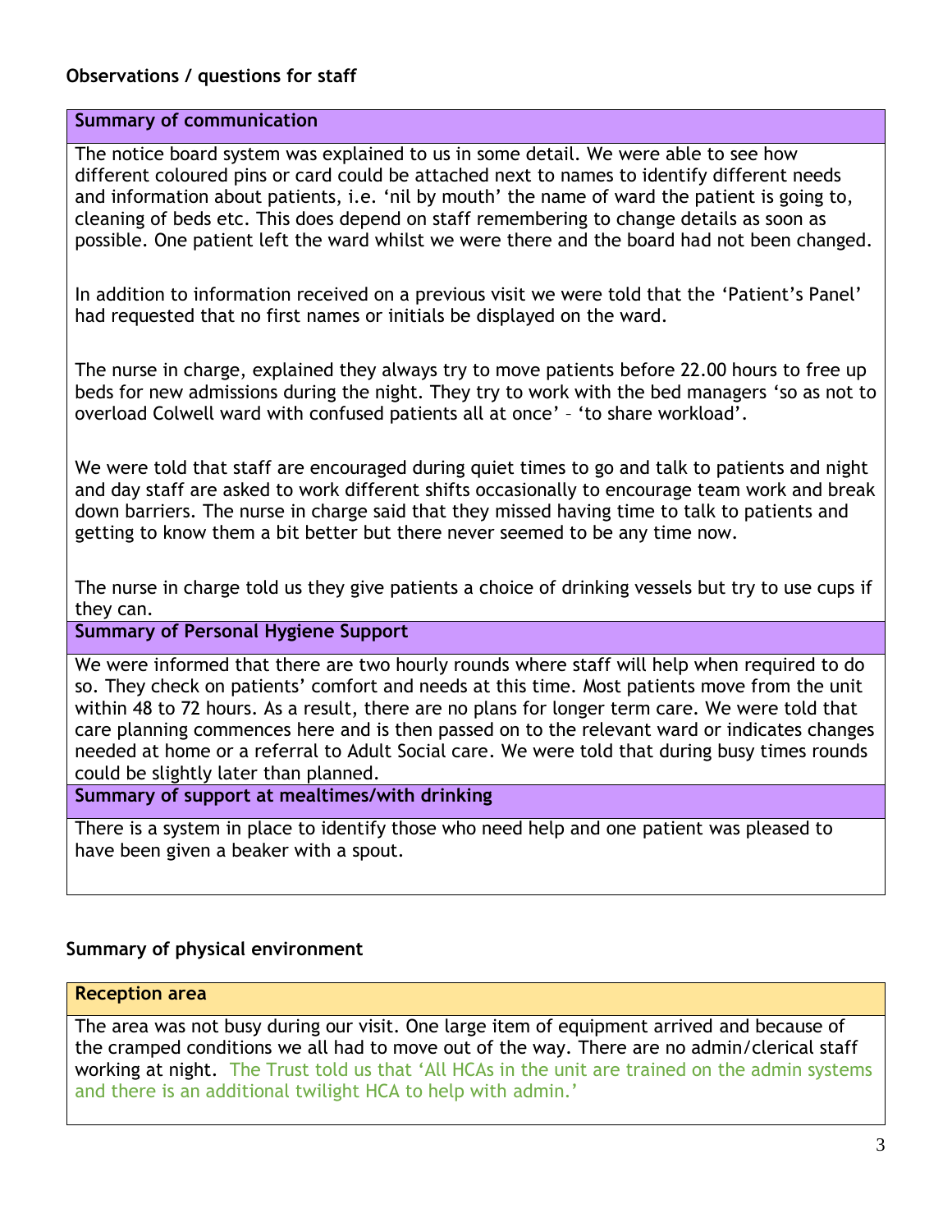**Observations / questions for staff**

**Summary of communication**

The notice board system was explained to us in some detail. We were able to see how different coloured pins or card could be attached next to names to identify different needs and information about patients, i.e. 'nil by mouth' the name of ward the patient is going to, cleaning of beds etc. This does depend on staff remembering to change details as soon as possible. One patient left the ward whilst we were there and the board had not been changed.

In addition to information received on a previous visit we were told that the 'Patient's Panel' had requested that no first names or initials be displayed on the ward.

The nurse in charge, explained they always try to move patients before 22.00 hours to free up beds for new admissions during the night. They try to work with the bed managers 'so as not to overload Colwell ward with confused patients all at once' – 'to share workload'.

We were told that staff are encouraged during quiet times to go and talk to patients and night and day staff are asked to work different shifts occasionally to encourage team work and break down barriers. The nurse in charge said that they missed having time to talk to patients and getting to know them a bit better but there never seemed to be any time now.

The nurse in charge told us they give patients a choice of drinking vessels but try to use cups if they can.

**Summary of Personal Hygiene Support**

We were informed that there are two hourly rounds where staff will help when required to do so. They check on patients' comfort and needs at this time. Most patients move from the unit within 48 to 72 hours. As a result, there are no plans for longer term care. We were told that care planning commences here and is then passed on to the relevant ward or indicates changes needed at home or a referral to Adult Social care. We were told that during busy times rounds could be slightly later than planned.

**Summary of support at mealtimes/with drinking**

There is a system in place to identify those who need help and one patient was pleased to have been given a beaker with a spout.

**Summary of physical environment**

**Reception area**

The area was not busy during our visit. One large item of equipment arrived and because of the cramped conditions we all had to move out of the way. There are no admin/clerical staff working at night. The Trust told us that 'All HCAs in the unit are trained on the admin systems and there is an additional twilight HCA to help with admin.'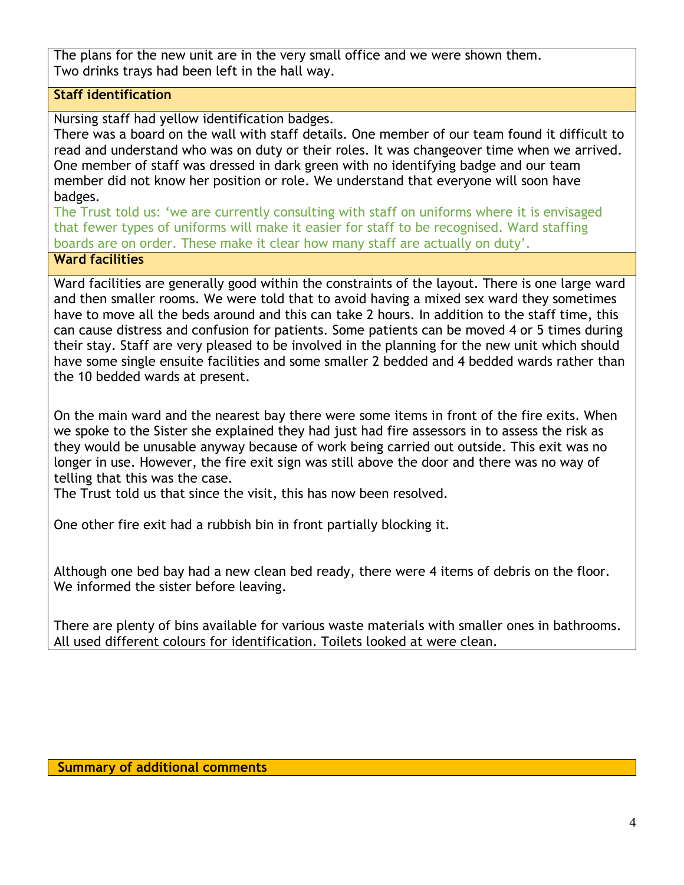The plans for the new unit are in the very small office and we were shown them.
Two drinks trays had been left in the hall way.

**Staff identification**

Nursing staff had yellow identification badges.
There was a board on the wall with staff details. One member of our team found it difficult to read and understand who was on duty or their roles. It was changeover time when we arrived. One member of staff was dressed in dark green with no identifying badge and our team member did not know her position or role. We understand that everyone will soon have badges.
The Trust told us: 'we are currently consulting with staff on uniforms where it is envisaged that fewer types of uniforms will make it easier for staff to be recognised. Ward staffing boards are on order. These make it clear how many staff are actually on duty'.

**Ward facilities**

Ward facilities are generally good within the constraints of the layout. There is one large ward and then smaller rooms. We were told that to avoid having a mixed sex ward they sometimes have to move all the beds around and this can take 2 hours. In addition to the staff time, this can cause distress and confusion for patients. Some patients can be moved 4 or 5 times during their stay. Staff are very pleased to be involved in the planning for the new unit which should have some single ensuite facilities and some smaller 2 bedded and 4 bedded wards rather than the 10 bedded wards at present.

On the main ward and the nearest bay there were some items in front of the fire exits. When we spoke to the Sister she explained they had just had fire assessors in to assess the risk as they would be unusable anyway because of work being carried out outside. This exit was no longer in use. However, the fire exit sign was still above the door and there was no way of telling that this was the case.
The Trust told us that since the visit, this has now been resolved.

One other fire exit had a rubbish bin in front partially blocking it.

Although one bed bay had a new clean bed ready, there were 4 items of debris on the floor. We informed the sister before leaving.

There are plenty of bins available for various waste materials with smaller ones in bathrooms. All used different colours for identification. Toilets looked at were clean.

**Summary of additional comments**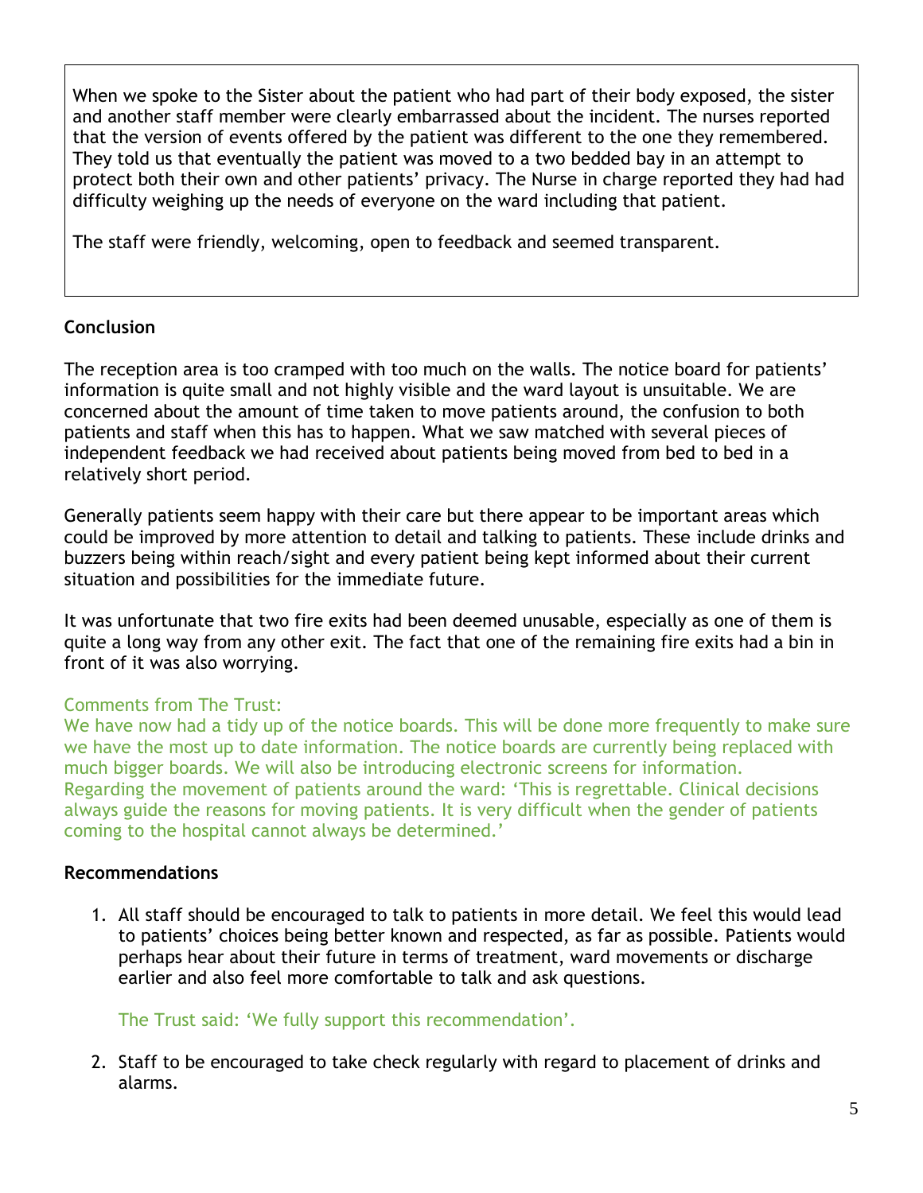When we spoke to the Sister about the patient who had part of their body exposed, the sister and another staff member were clearly embarrassed about the incident. The nurses reported that the version of events offered by the patient was different to the one they remembered. They told us that eventually the patient was moved to a two bedded bay in an attempt to protect both their own and other patients' privacy. The Nurse in charge reported they had had difficulty weighing up the needs of everyone on the ward including that patient.

The staff were friendly, welcoming, open to feedback and seemed transparent.

**Conclusion**

The reception area is too cramped with too much on the walls. The notice board for patients' information is quite small and not highly visible and the ward layout is unsuitable. We are concerned about the amount of time taken to move patients around, the confusion to both patients and staff when this has to happen. What we saw matched with several pieces of independent feedback we had received about patients being moved from bed to bed in a relatively short period.

Generally patients seem happy with their care but there appear to be important areas which could be improved by more attention to detail and talking to patients. These include drinks and buzzers being within reach/sight and every patient being kept informed about their current situation and possibilities for the immediate future.

It was unfortunate that two fire exits had been deemed unusable, especially as one of them is quite a long way from any other exit. The fact that one of the remaining fire exits had a bin in front of it was also worrying.

Comments from The Trust:
We have now had a tidy up of the notice boards. This will be done more frequently to make sure we have the most up to date information. The notice boards are currently being replaced with much bigger boards. We will also be introducing electronic screens for information.
Regarding the movement of patients around the ward: 'This is regrettable. Clinical decisions always guide the reasons for moving patients. It is very difficult when the gender of patients coming to the hospital cannot always be determined.'

**Recommendations**

1. All staff should be encouraged to talk to patients in more detail. We feel this would lead to patients' choices being better known and respected, as far as possible. Patients would perhaps hear about their future in terms of treatment, ward movements or discharge earlier and also feel more comfortable to talk and ask questions.

   The Trust said: 'We fully support this recommendation'.

2. Staff to be encouraged to take check regularly with regard to placement of drinks and alarms.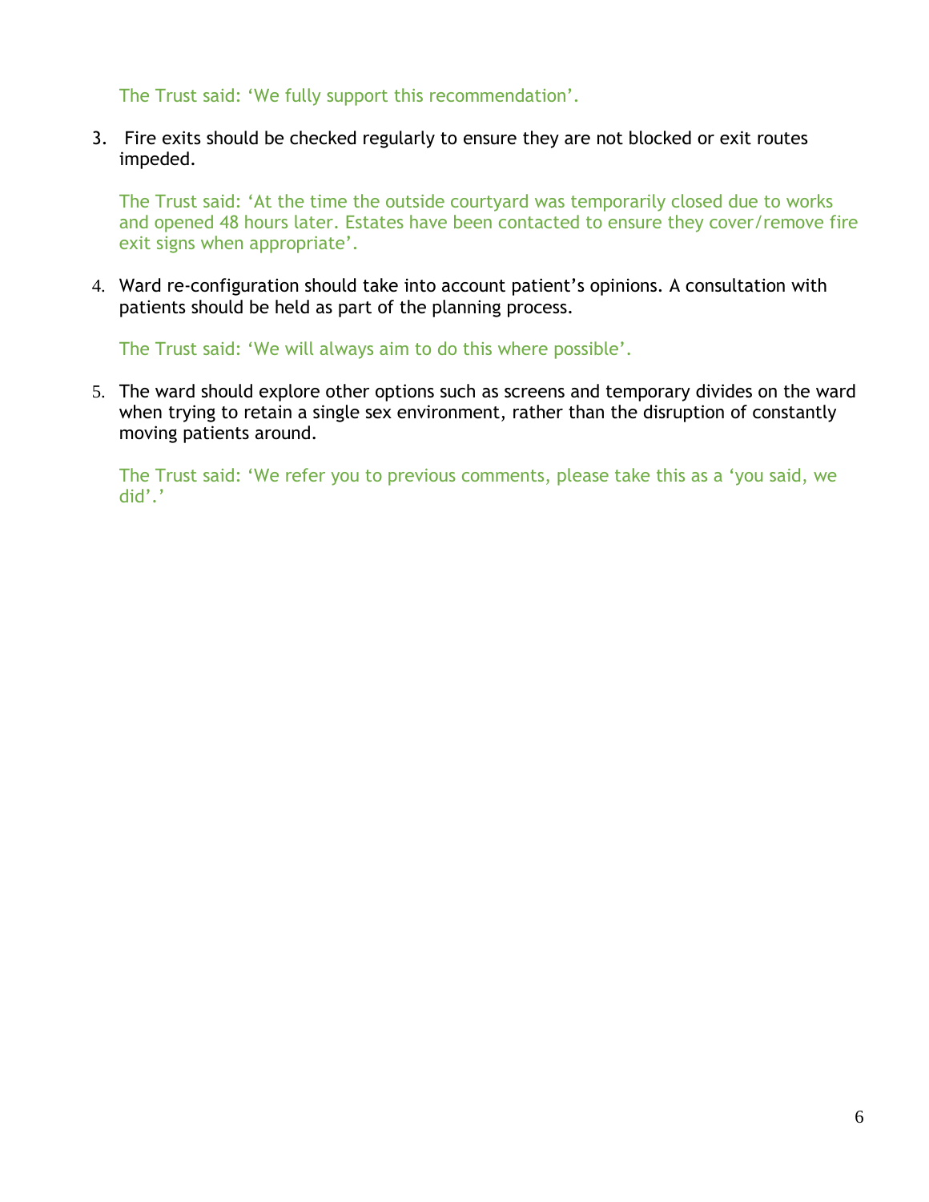The Trust said: 'We fully support this recommendation'.

3. Fire exits should be checked regularly to ensure they are not blocked or exit routes impeded.

   The Trust said: 'At the time the outside courtyard was temporarily closed due to works and opened 48 hours later. Estates have been contacted to ensure they cover/remove fire exit signs when appropriate'.

4. Ward re-configuration should take into account patient's opinions. A consultation with patients should be held as part of the planning process.

   The Trust said: 'We will always aim to do this where possible'.

5. The ward should explore other options such as screens and temporary divides on the ward when trying to retain a single sex environment, rather than the disruption of constantly moving patients around.

   The Trust said: 'We refer you to previous comments, please take this as a 'you said, we did'.'